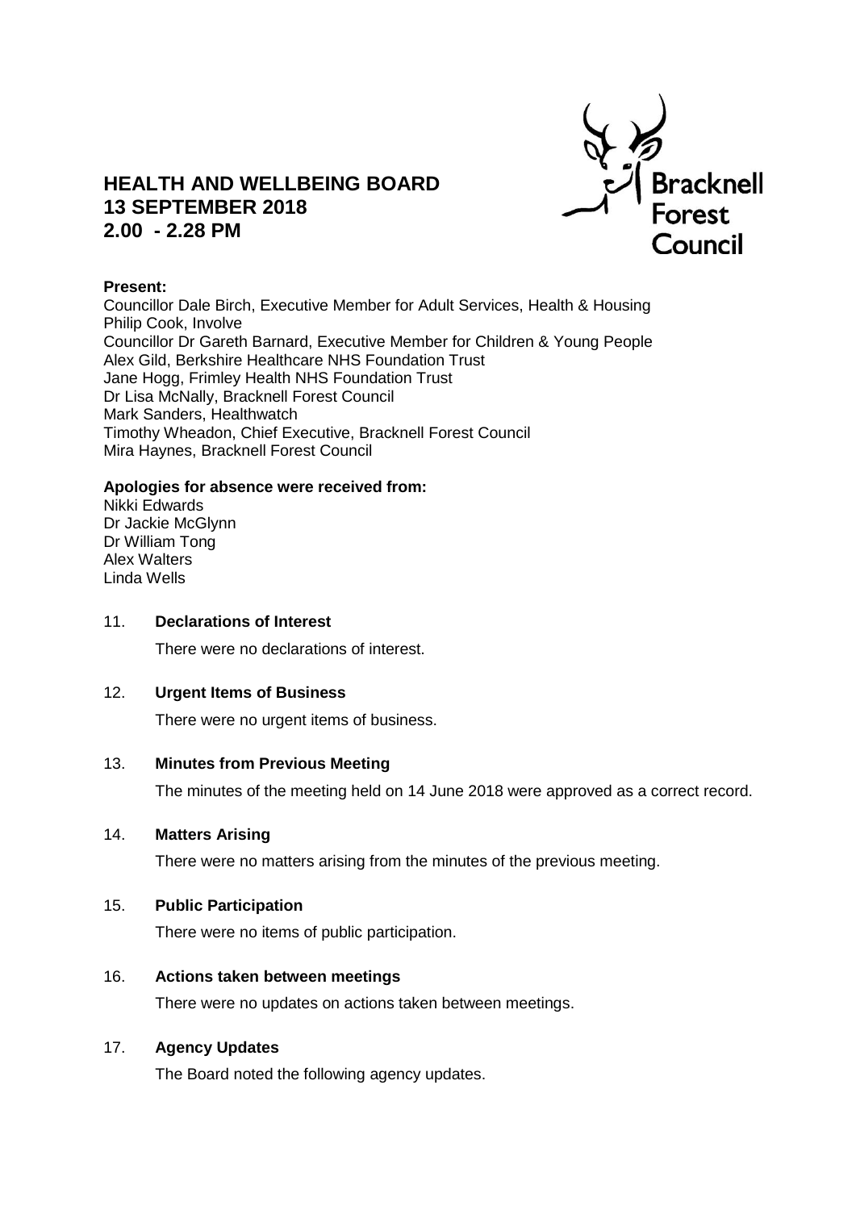# HEALTH AND WELLBEING BOARD
# 13 SEPTEMBER 2018
# 2.00 - 2.28 PM

Bracknell Forest Council

**Present:**
Councillor Dale Birch, Executive Member for Adult Services, Health & Housing
Philip Cook, Involve
Councillor Dr Gareth Barnard, Executive Member for Children & Young People
Alex Gild, Berkshire Healthcare NHS Foundation Trust
Jane Hogg, Frimley Health NHS Foundation Trust
Dr Lisa McNally, Bracknell Forest Council
Mark Sanders, Healthwatch
Timothy Wheadon, Chief Executive, Bracknell Forest Council
Mira Haynes, Bracknell Forest Council

**Apologies for absence were received from:**
Nikki Edwards
Dr Jackie McGlynn
Dr William Tong
Alex Walters
Linda Wells

### 11. Declarations of Interest

There were no declarations of interest.

### 12. Urgent Items of Business

There were no urgent items of business.

### 13. Minutes from Previous Meeting

The minutes of the meeting held on 14 June 2018 were approved as a correct record.

### 14. Matters Arising

There were no matters arising from the minutes of the previous meeting.

### 15. Public Participation

There were no items of public participation.

### 16. Actions taken between meetings

There were no updates on actions taken between meetings.

### 17. Agency Updates

The Board noted the following agency updates.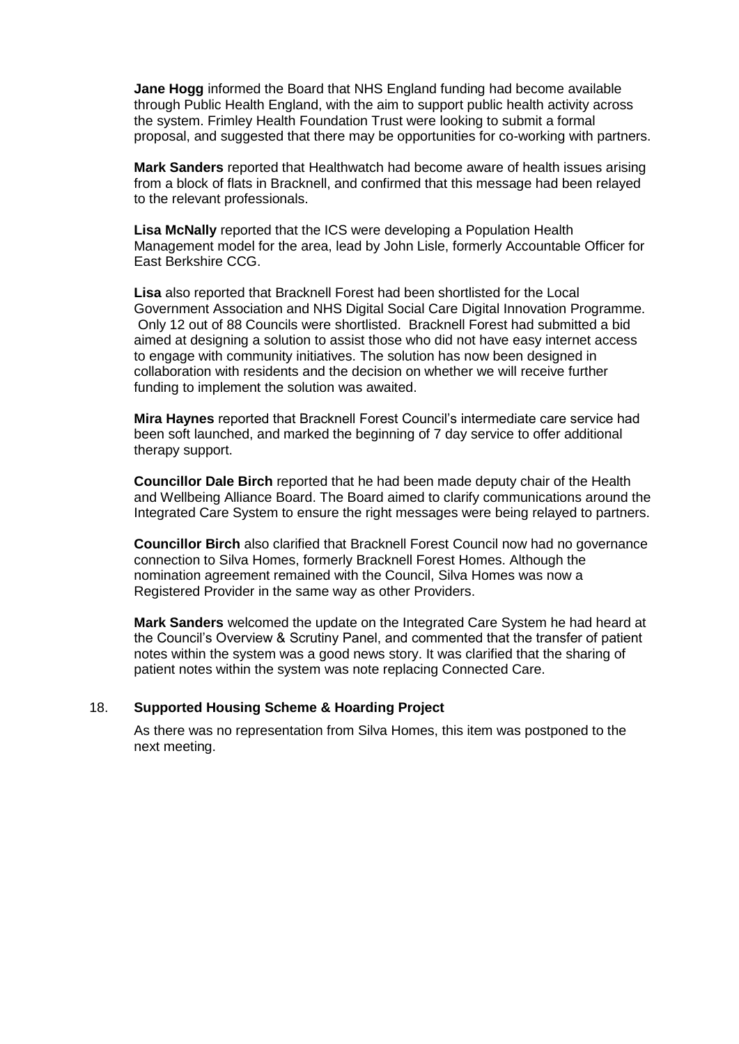**Jane Hogg** informed the Board that NHS England funding had become available through Public Health England, with the aim to support public health activity across the system. Frimley Health Foundation Trust were looking to submit a formal proposal, and suggested that there may be opportunities for co-working with partners.

**Mark Sanders** reported that Healthwatch had become aware of health issues arising from a block of flats in Bracknell, and confirmed that this message had been relayed to the relevant professionals.

**Lisa McNally** reported that the ICS were developing a Population Health Management model for the area, lead by John Lisle, formerly Accountable Officer for East Berkshire CCG.

**Lisa** also reported that Bracknell Forest had been shortlisted for the Local Government Association and NHS Digital Social Care Digital Innovation Programme. Only 12 out of 88 Councils were shortlisted. Bracknell Forest had submitted a bid aimed at designing a solution to assist those who did not have easy internet access to engage with community initiatives. The solution has now been designed in collaboration with residents and the decision on whether we will receive further funding to implement the solution was awaited.

**Mira Haynes** reported that Bracknell Forest Council's intermediate care service had been soft launched, and marked the beginning of 7 day service to offer additional therapy support.

**Councillor Dale Birch** reported that he had been made deputy chair of the Health and Wellbeing Alliance Board. The Board aimed to clarify communications around the Integrated Care System to ensure the right messages were being relayed to partners.

**Councillor Birch** also clarified that Bracknell Forest Council now had no governance connection to Silva Homes, formerly Bracknell Forest Homes. Although the nomination agreement remained with the Council, Silva Homes was now a Registered Provider in the same way as other Providers.

**Mark Sanders** welcomed the update on the Integrated Care System he had heard at the Council's Overview & Scrutiny Panel, and commented that the transfer of patient notes within the system was a good news story. It was clarified that the sharing of patient notes within the system was note replacing Connected Care.

18. **Supported Housing Scheme & Hoarding Project**

As there was no representation from Silva Homes, this item was postponed to the next meeting.